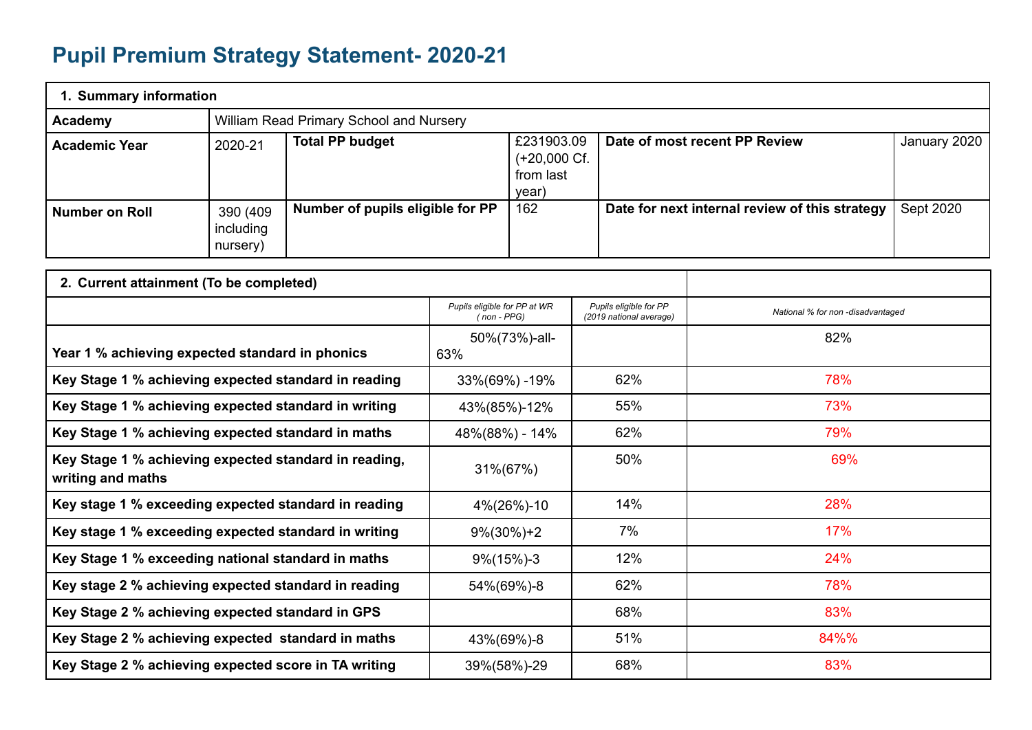# Pupil Premium Strategy Statement- 2020-21

| 1. Summary information | | | | | |
|---|---|---|---|---|---|
| **Academy** | William Read Primary School and Nursery | | | | |
| **Academic Year** | 2020-21 | **Total PP budget** | £231903.09 (+20,000 Cf. from last year) | **Date of most recent PP Review** | January 2020 |
| **Number on Roll** | 390 (409 including nursery) | **Number of pupils eligible for PP** | 162 | **Date for next internal review of this strategy** | Sept 2020 |

| 2. Current attainment (To be completed) | | | |
|---|---|---|---|
| | *Pupils eligible for PP at WR ( non - PPG)* | *Pupils eligible for PP (2019 national average)* | *National % for non -disadvantaged* |
| **Year 1 % achieving expected standard in phonics** | 50%(73%)-all-63% | | 82% |
| **Key Stage 1 % achieving expected standard in reading** | 33%(69%) -19% | 62% | 78% |
| **Key Stage 1 % achieving expected standard in writing** | 43%(85%)-12% | 55% | 73% |
| **Key Stage 1 % achieving expected standard in maths** | 48%(88%) - 14% | 62% | 79% |
| **Key Stage 1 % achieving expected standard in reading, writing and maths** | 31%(67%) | 50% | 69% |
| **Key stage 1 % exceeding expected standard in reading** | 4%(26%)-10 | 14% | 28% |
| **Key stage 1 % exceeding expected standard in writing** | 9%(30%)+2 | 7% | 17% |
| **Key Stage 1 % exceeding national standard in maths** | 9%(15%)-3 | 12% | 24% |
| **Key stage 2 % achieving expected standard in reading** | 54%(69%)-8 | 62% | 78% |
| **Key Stage 2 % achieving expected standard in GPS** | | 68% | 83% |
| **Key Stage 2 % achieving expected standard in maths** | 43%(69%)-8 | 51% | 84%% |
| **Key Stage 2 % achieving expected score in TA writing** | 39%(58%)-29 | 68% | 83% |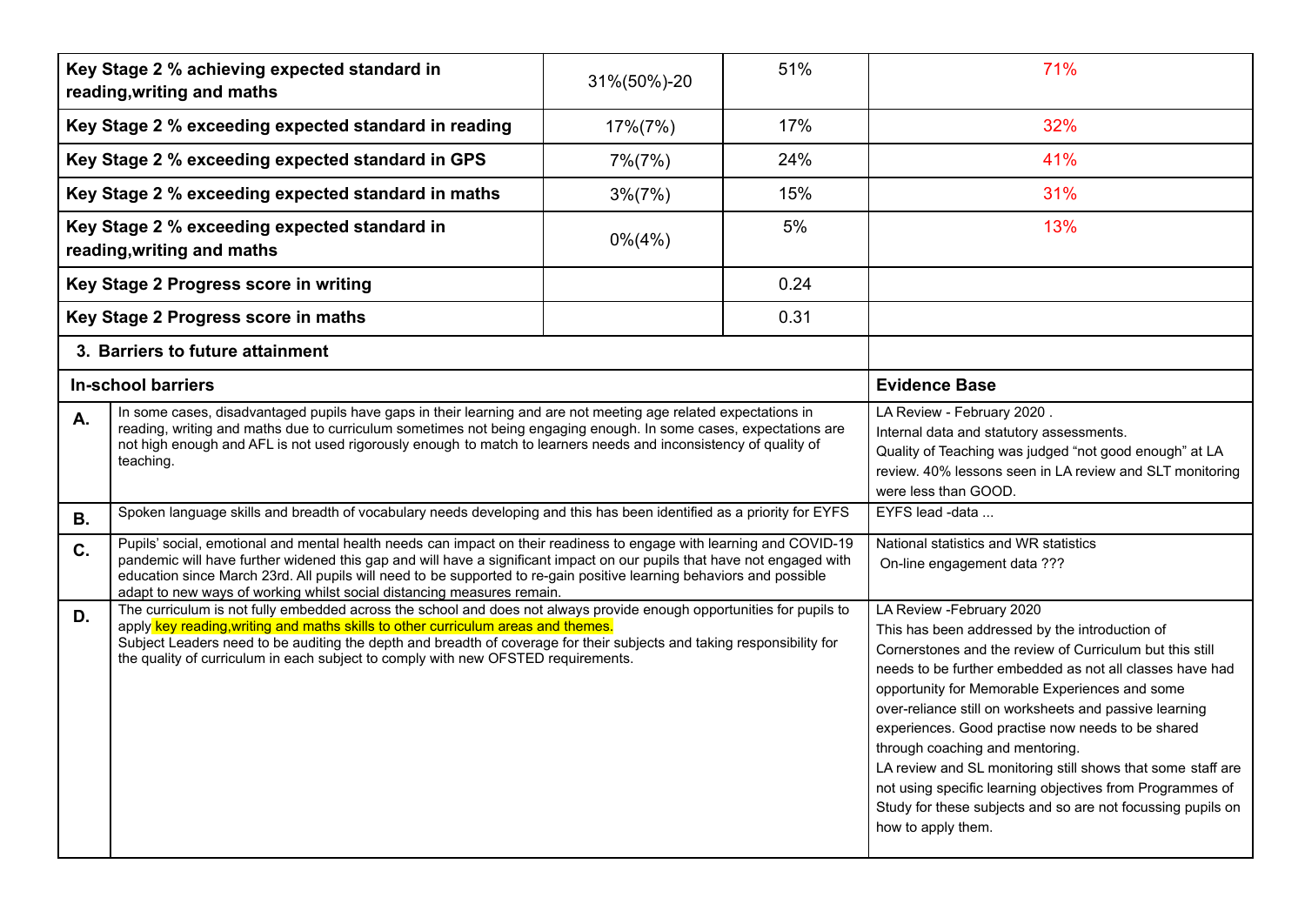| Key Stage 2 % achieving expected standard in reading,writing and maths | 31%(50%)-20 | 51% | 71% |
|---|---|---|---|
| **Key Stage 2 % exceeding expected standard in reading** | 17%(7%) | 17% | 32% |
| **Key Stage 2 % exceeding expected standard in GPS** | 7%(7%) | 24% | 41% |
| **Key Stage 2 % exceeding expected standard in maths** | 3%(7%) | 15% | 31% |
| **Key Stage 2 % exceeding expected standard in reading,writing and maths** | 0%(4%) | 5% | 13% |
| **Key Stage 2 Progress score in writing** | | 0.24 | |
| **Key Stage 2 Progress score in maths** | | 0.31 | |

**3. Barriers to future attainment**

| In-school barriers | | Evidence Base |
|---|---|---|
| **A.** | In some cases, disadvantaged pupils have gaps in their learning and are not meeting age related expectations in reading, writing and maths due to curriculum sometimes not being engaging enough. In some cases, expectations are not high enough and AFL is not used rigorously enough to match to learners needs and inconsistency of quality of teaching. | LA Review - February 2020 . Internal data and statutory assessments. Quality of Teaching was judged "not good enough" at LA review. 40% lessons seen in LA review and SLT monitoring were less than GOOD. |
| **B.** | Spoken language skills and breadth of vocabulary needs developing and this has been identified as a priority for EYFS | EYFS lead -data ... |
| **C.** | Pupils' social, emotional and mental health needs can impact on their readiness to engage with learning and COVID-19 pandemic will have further widened this gap and will have a significant impact on our pupils that have not engaged with education since March 23rd. All pupils will need to be supported to re-gain positive learning behaviors and possible adapt to new ways of working whilst social distancing measures remain. | National statistics and WR statistics On-line engagement data ??? |
| **D.** | The curriculum is not fully embedded across the school and does not always provide enough opportunities for pupils to apply key reading,writing and maths skills to other curriculum areas and themes. Subject Leaders need to be auditing the depth and breadth of coverage for their subjects and taking responsibility for the quality of curriculum in each subject to comply with new OFSTED requirements. | LA Review -February 2020 This has been addressed by the introduction of Cornerstones and the review of Curriculum but this still needs to be further embedded as not all classes have had opportunity for Memorable Experiences and some over-reliance still on worksheets and passive learning experiences. Good practise now needs to be shared through coaching and mentoring. LA review and SL monitoring still shows that some staff are not using specific learning objectives from Programmes of Study for these subjects and so are not focussing pupils on how to apply them. |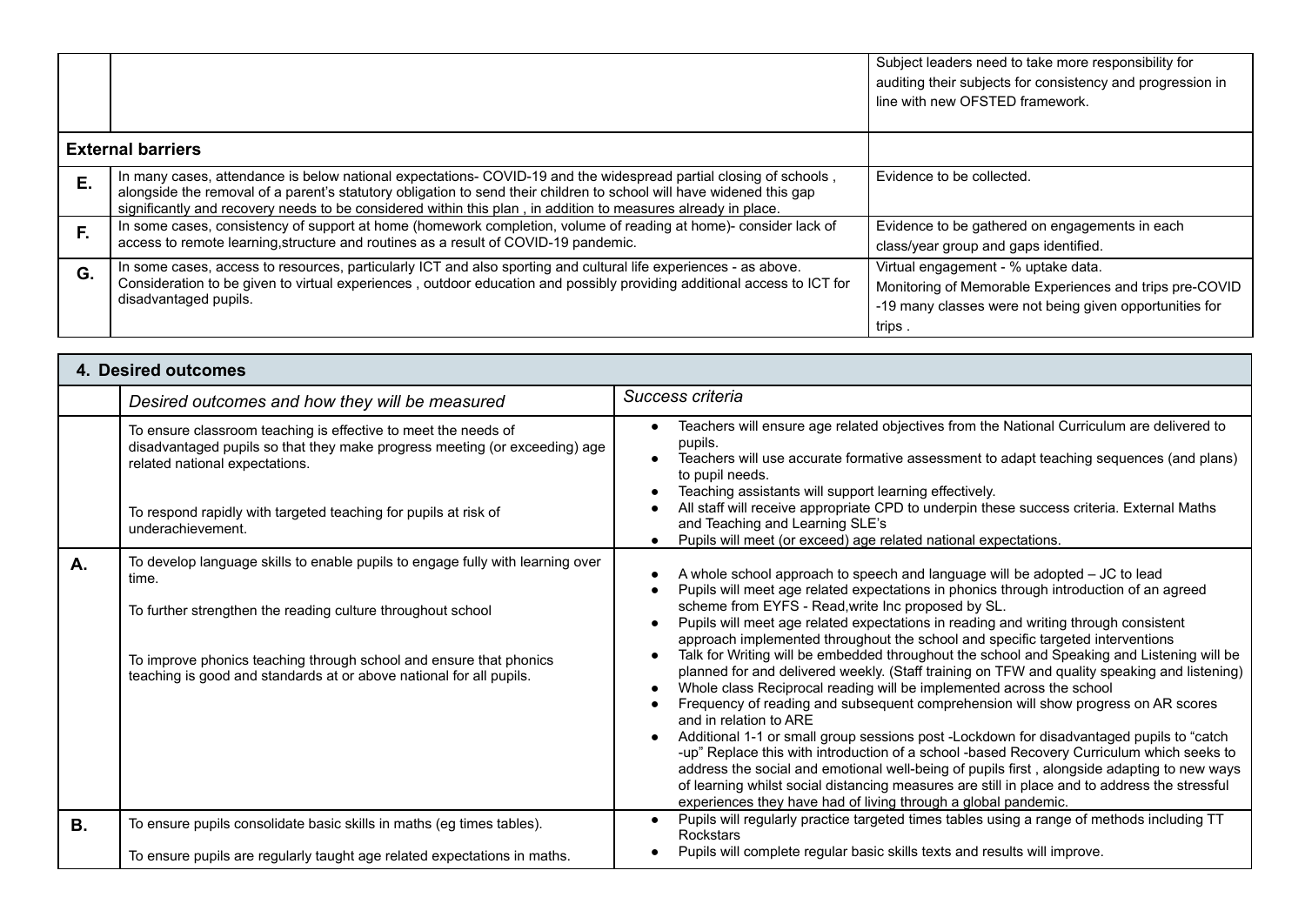| | | |
|---|---|---|
| | | Subject leaders need to take more responsibility for auditing their subjects for consistency and progression in line with new OFSTED framework. |
| **External barriers** | | |
| **E.** | In many cases, attendance is below national expectations- COVID-19 and the widespread partial closing of schools , alongside the removal of a parent's statutory obligation to send their children to school will have widened this gap significantly and recovery needs to be considered within this plan , in addition to measures already in place. | Evidence to be collected. |
| **F.** | In some cases, consistency of support at home (homework completion, volume of reading at home)- consider lack of access to remote learning,structure and routines as a result of COVID-19 pandemic. | Evidence to be gathered on engagements in each class/year group and gaps identified. |
| **G.** | In some cases, access to resources, particularly ICT and also sporting and cultural life experiences - as above. Consideration to be given to virtual experiences , outdoor education and possibly providing additional access to ICT for disadvantaged pupils. | Virtual engagement - % uptake data. Monitoring of Memorable Experiences and trips pre-COVID -19 many classes were not being given opportunities for trips . |

## 4. Desired outcomes

| | *Desired outcomes and how they will be measured* | *Success criteria* |
|---|---|---|
| | To ensure classroom teaching is effective to meet the needs of disadvantaged pupils so that they make progress meeting (or exceeding) age related national expectations.<br><br>To respond rapidly with targeted teaching for pupils at risk of underachievement. | • Teachers will ensure age related objectives from the National Curriculum are delivered to pupils.<br>• Teachers will use accurate formative assessment to adapt teaching sequences (and plans) to pupil needs.<br>• Teaching assistants will support learning effectively.<br>• All staff will receive appropriate CPD to underpin these success criteria. External Maths and Teaching and Learning SLE's<br>• Pupils will meet (or exceed) age related national expectations. |
| **A.** | To develop language skills to enable pupils to engage fully with learning over time.<br><br>To further strengthen the reading culture throughout school<br><br>To improve phonics teaching through school and ensure that phonics teaching is good and standards at or above national for all pupils. | • A whole school approach to speech and language will be adopted – JC to lead<br>• Pupils will meet age related expectations in phonics through introduction of an agreed scheme from EYFS - Read,write Inc proposed by SL.<br>• Pupils will meet age related expectations in reading and writing through consistent approach implemented throughout the school and specific targeted interventions<br>• Talk for Writing will be embedded throughout the school and Speaking and Listening will be planned for and delivered weekly. (Staff training on TFW and quality speaking and listening)<br>• Whole class Reciprocal reading will be implemented across the school<br>• Frequency of reading and subsequent comprehension will show progress on AR scores and in relation to ARE<br>• Additional 1-1 or small group sessions post -Lockdown for disadvantaged pupils to "catch -up" Replace this with introduction of a school -based Recovery Curriculum which seeks to address the social and emotional well-being of pupils first , alongside adapting to new ways of learning whilst social distancing measures are still in place and to address the stressful experiences they have had of living through a global pandemic. |
| **B.** | To ensure pupils consolidate basic skills in maths (eg times tables).<br><br>To ensure pupils are regularly taught age related expectations in maths. | • Pupils will regularly practice targeted times tables using a range of methods including TT Rockstars<br>• Pupils will complete regular basic skills texts and results will improve. |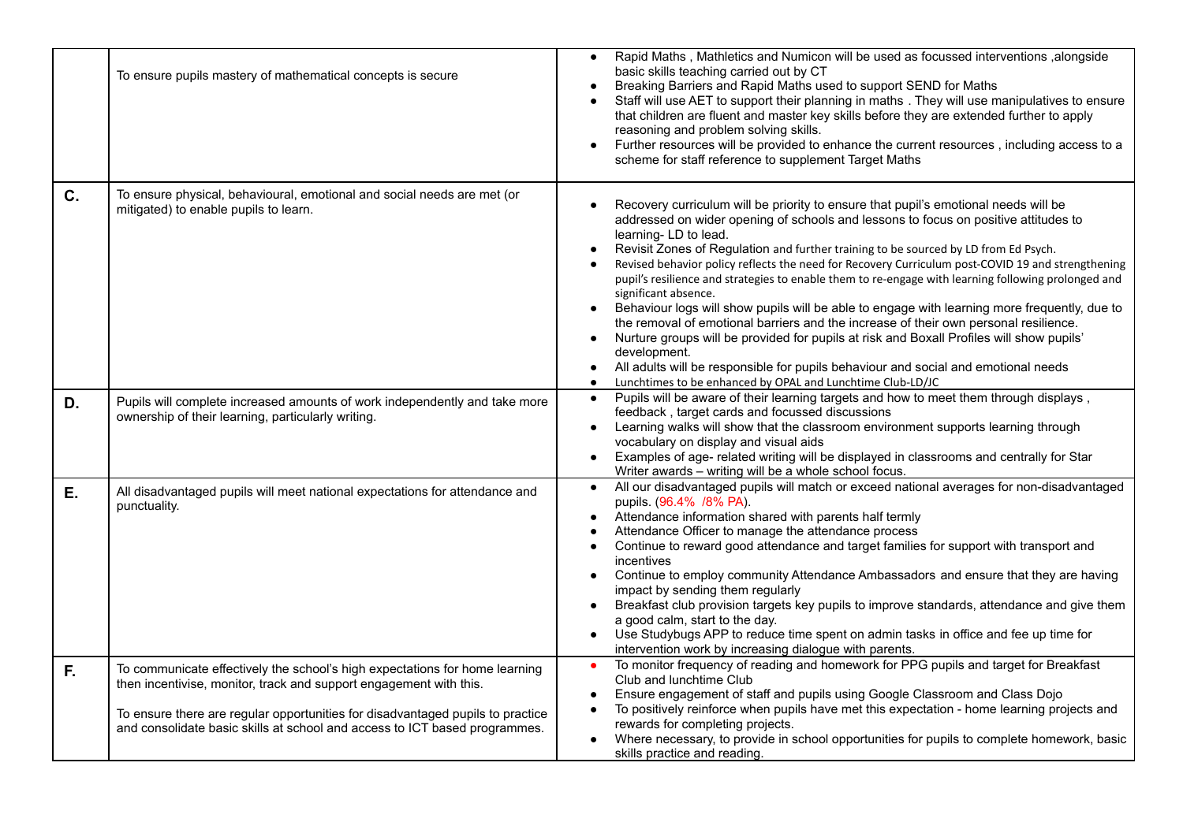| | | |
|---|---|---|
| | To ensure pupils mastery of mathematical concepts is secure | • Rapid Maths , Mathletics and Numicon will be used as focussed interventions ,alongside basic skills teaching carried out by CT<br>• Breaking Barriers and Rapid Maths used to support SEND for Maths<br>• Staff will use AET to support their planning in maths . They will use manipulatives to ensure that children are fluent and master key skills before they are extended further to apply reasoning and problem solving skills.<br>• Further resources will be provided to enhance the current resources , including access to a scheme for staff reference to supplement Target Maths |
| **C.** | To ensure physical, behavioural, emotional and social needs are met (or mitigated) to enable pupils to learn. | • Recovery curriculum will be priority to ensure that pupil's emotional needs will be addressed on wider opening of schools and lessons to focus on positive attitudes to learning- LD to lead.<br>• Revisit Zones of Regulation and further training to be sourced by LD from Ed Psych.<br>• Revised behavior policy reflects the need for Recovery Curriculum post-COVID 19 and strengthening pupil's resilience and strategies to enable them to re-engage with learning following prolonged and significant absence.<br>• Behaviour logs will show pupils will be able to engage with learning more frequently, due to the removal of emotional barriers and the increase of their own personal resilience.<br>• Nurture groups will be provided for pupils at risk and Boxall Profiles will show pupils' development.<br>• All adults will be responsible for pupils behaviour and social and emotional needs<br>• Lunchtimes to be enhanced by OPAL and Lunchtime Club-LD/JC |
| **D.** | Pupils will complete increased amounts of work independently and take more ownership of their learning, particularly writing. | • Pupils will be aware of their learning targets and how to meet them through displays , feedback , target cards and focussed discussions<br>• Learning walks will show that the classroom environment supports learning through vocabulary on display and visual aids<br>• Examples of age- related writing will be displayed in classrooms and centrally for Star Writer awards – writing will be a whole school focus. |
| **E.** | All disadvantaged pupils will meet national expectations for attendance and punctuality. | • All our disadvantaged pupils will match or exceed national averages for non-disadvantaged pupils. (96.4% /8% PA).<br>• Attendance information shared with parents half termly<br>• Attendance Officer to manage the attendance process<br>• Continue to reward good attendance and target families for support with transport and incentives<br>• Continue to employ community Attendance Ambassadors and ensure that they are having impact by sending them regularly<br>• Breakfast club provision targets key pupils to improve standards, attendance and give them a good calm, start to the day.<br>• Use Studybugs APP to reduce time spent on admin tasks in office and fee up time for intervention work by increasing dialogue with parents. |
| **F.** | To communicate effectively the school's high expectations for home learning then incentivise, monitor, track and support engagement with this.<br><br>To ensure there are regular opportunities for disadvantaged pupils to practice and consolidate basic skills at school and access to ICT based programmes. | • To monitor frequency of reading and homework for PPG pupils and target for Breakfast Club and lunchtime Club<br>• Ensure engagement of staff and pupils using Google Classroom and Class Dojo<br>• To positively reinforce when pupils have met this expectation - home learning projects and rewards for completing projects.<br>• Where necessary, to provide in school opportunities for pupils to complete homework, basic skills practice and reading. |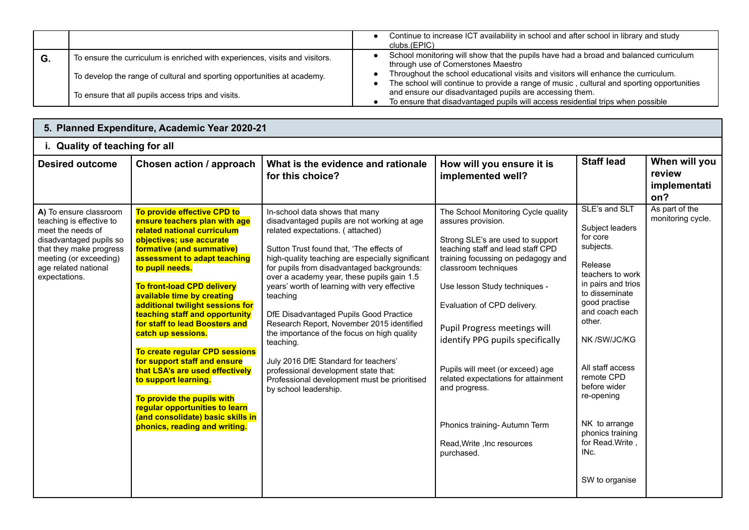| | | |
|---|---|---|
| | | • Continue to increase ICT availability in school and after school in library and study clubs.(EPIC) |
| G. | To ensure the curriculum is enriched with experiences, visits and visitors.<br><br>To develop the range of cultural and sporting opportunities at academy.<br><br>To ensure that all pupils access trips and visits. | • School monitoring will show that the pupils have had a broad and balanced curriculum through use of Cornerstones Maestro<br>• Throughout the school educational visits and visitors will enhance the curriculum.<br>• The school will continue to provide a range of music , cultural and sporting opportunities and ensure our disadvantaged pupils are accessing them.<br>• To ensure that disadvantaged pupils will access residential trips when possible |

## 5. Planned Expenditure, Academic Year 2020-21

### i. Quality of teaching for all

| Desired outcome | Chosen action / approach | What is the evidence and rationale for this choice? | How will you ensure it is implemented well? | Staff lead | When will you review implementation? |
|---|---|---|---|---|---|
| **A)** To ensure classroom teaching is effective to meet the needs of disadvantaged pupils so that they make progress meeting (or exceeding) age related national expectations. | **To provide effective CPD to ensure teachers plan with age related national curriculum objectives; use accurate formative (and summative) assessment to adapt teaching to pupil needs.**<br><br>**To front-load CPD delivery available time by creating additional twilight sessions for teaching staff and opportunity for staff to lead Boosters and catch up sessions.**<br><br>**To create regular CPD sessions for support staff and ensure that LSA's are used effectively to support learning.**<br><br>**To provide the pupils with regular opportunities to learn (and consolidate) basic skills in phonics, reading and writing.** | In-school data shows that many disadvantaged pupils are not working at age related expectations. ( attached)<br><br>Sutton Trust found that, 'The effects of high-quality teaching are especially significant for pupils from disadvantaged backgrounds: over a academy year, these pupils gain 1.5 years' worth of learning with very effective teaching<br><br>DfE Disadvantaged Pupils Good Practice Research Report, November 2015 identified the importance of the focus on high quality teaching.<br><br>July 2016 DfE Standard for teachers' professional development state that: Professional development must be prioritised by school leadership. | The School Monitoring Cycle quality assures provision.<br><br>Strong SLE's are used to support teaching staff and lead staff CPD training focussing on pedagogy and classroom techniques<br><br>Use lesson Study techniques -<br><br>Evaluation of CPD delivery.<br><br>Pupil Progress meetings will identify PPG pupils specifically<br><br>Pupils will meet (or exceed) age related expectations for attainment and progress.<br><br>Phonics training- Autumn Term<br><br>Read,Write ,Inc resources purchased. | SLE's and SLT<br><br>Subject leaders for core subjects.<br><br>Release teachers to work in pairs and trios to disseminate good practise and coach each other.<br><br>NK /SW/JC/KG<br><br>All staff access remote CPD before wider re-opening<br><br>NK to arrange phonics training for Read.Write , INc.<br><br>SW to organise | As part of the monitoring cycle. |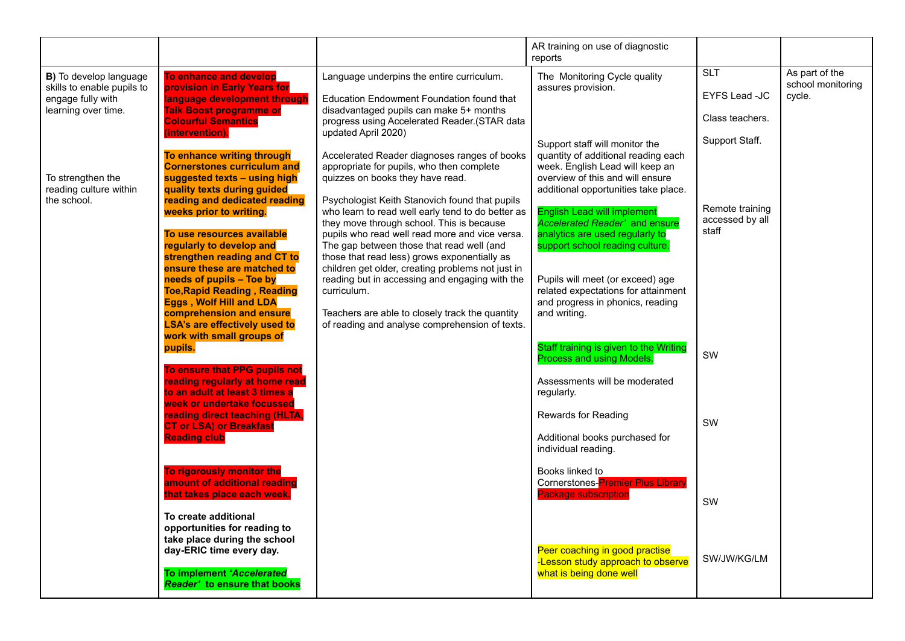| | | | | | |
|---|---|---|---|---|---|
| | | | AR training on use of diagnostic reports | | |
| **B)** To develop language skills to enable pupils to engage fully with learning over time.<br><br>To strengthen the reading culture within the school. | **To enhance and develop provision in Early Years for language development through Talk Boost programme or Colourful Semantics (intervention).**<br><br>**To enhance writing through Cornerstones curriculum and suggested texts – using high quality texts during guided reading and dedicated reading weeks prior to writing.**<br><br>**To use resources available regularly to develop and strengthen reading and CT to ensure these are matched to needs of pupils – Toe by Toe,Rapid Reading , Reading Eggs , Wolf Hill and LDA comprehension and ensure LSA's are effectively used to work with small groups of pupils.**<br><br>**To ensure that PPG pupils not reading regularly at home read to an adult at least 3 times a week or undertake focussed reading direct teaching (HLTA, CT or LSA) or Breakfast Reading club**<br><br>**To rigorously monitor the amount of additional reading that takes place each week.**<br><br>**To create additional opportunities for reading to take place during the school day-ERIC time every day.**<br><br>**To implement '*Accelerated Reader'* to ensure that books** | Language underpins the entire curriculum.<br><br>Education Endowment Foundation found that disadvantaged pupils can make 5+ months progress using Accelerated Reader.(STAR data updated April 2020)<br><br>Accelerated Reader diagnoses ranges of books appropriate for pupils, who then complete quizzes on books they have read.<br><br>Psychologist Keith Stanovich found that pupils who learn to read well early tend to do better as they move through school. This is because pupils who read well read more and vice versa. The gap between those that read well (and those that read less) grows exponentially as children get older, creating problems not just in reading but in accessing and engaging with the curriculum.<br><br>Teachers are able to closely track the quantity of reading and analyse comprehension of texts. | The Monitoring Cycle quality assures provision.<br><br>Support staff will monitor the quantity of additional reading each week. English Lead will keep an overview of this and will ensure additional opportunities take place.<br><br>English Lead will implement *Accelerated Reader'* and ensure analytics are used regularly to support school reading culture.<br><br>Pupils will meet (or exceed) age related expectations for attainment and progress in phonics, reading and writing.<br><br>Staff training is given to the Writing Process and using Models.<br><br>Assessments will be moderated regularly.<br><br>Rewards for Reading<br><br>Additional books purchased for individual reading.<br><br>Books linked to Cornerstones-Premier Plus Library Package subscription<br><br>Peer coaching in good practise -Lesson study approach to observe what is being done well | SLT<br><br>EYFS Lead -JC<br><br>Class teachers.<br><br>Support Staff.<br><br>Remote training accessed by all staff<br><br>SW<br><br>SW<br><br>SW<br><br>SW/JW/KG/LM | As part of the school monitoring cycle. |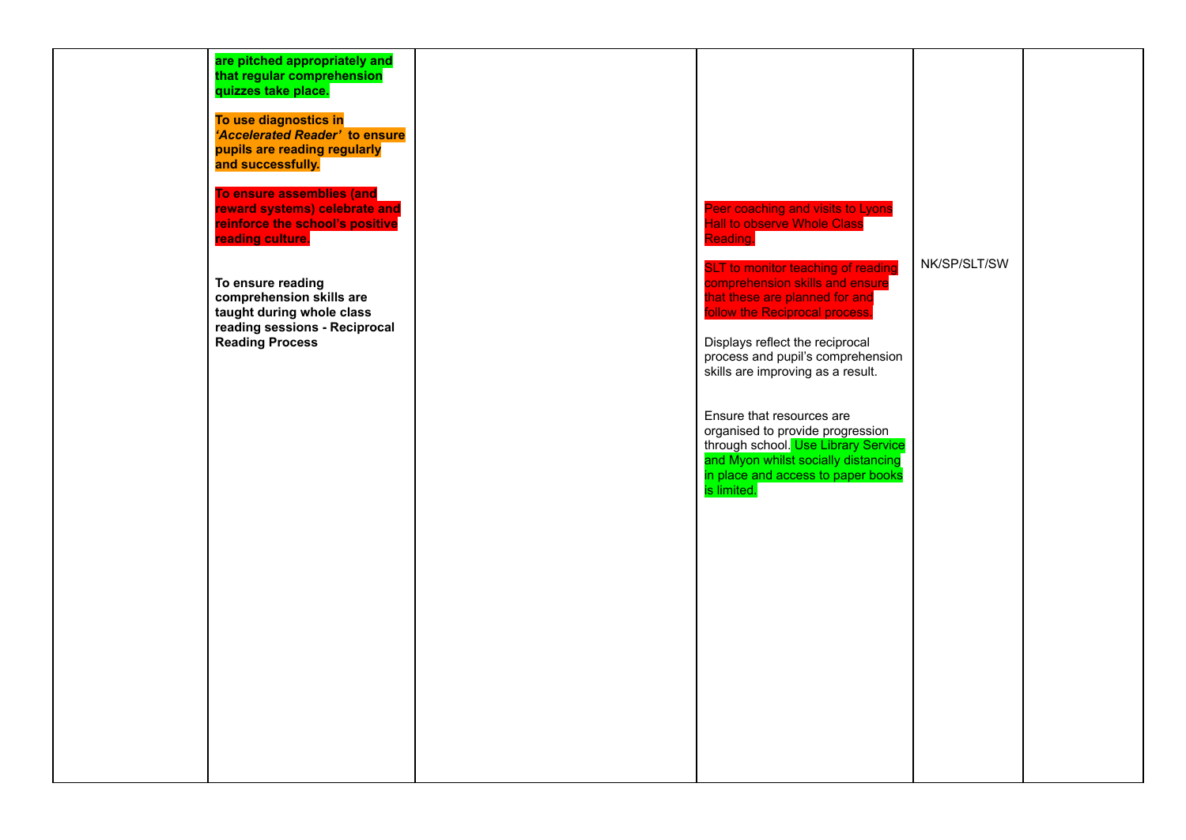| | | | | | |
|---|---|---|---|---|---|
| | **are pitched appropriately and that regular comprehension quizzes take place.**<br><br>**To use diagnostics in *'Accelerated Reader'* to ensure pupils are reading regularly and successfully.**<br><br>**To ensure assemblies (and reward systems) celebrate and reinforce the school's positive reading culture.**<br><br>**To ensure reading comprehension skills are taught during whole class reading sessions - Reciprocal Reading Process** | | Peer coaching and visits to Lyons Hall to observe Whole Class Reading.<br><br>SLT to monitor teaching of reading comprehension skills and ensure that these are planned for and follow the Reciprocal process.<br><br>Displays reflect the reciprocal process and pupil's comprehension skills are improving as a result.<br><br>Ensure that resources are organised to provide progression through school. Use Library Service and Myon whilst socially distancing in place and access to paper books is limited. | NK/SP/SLT/SW | |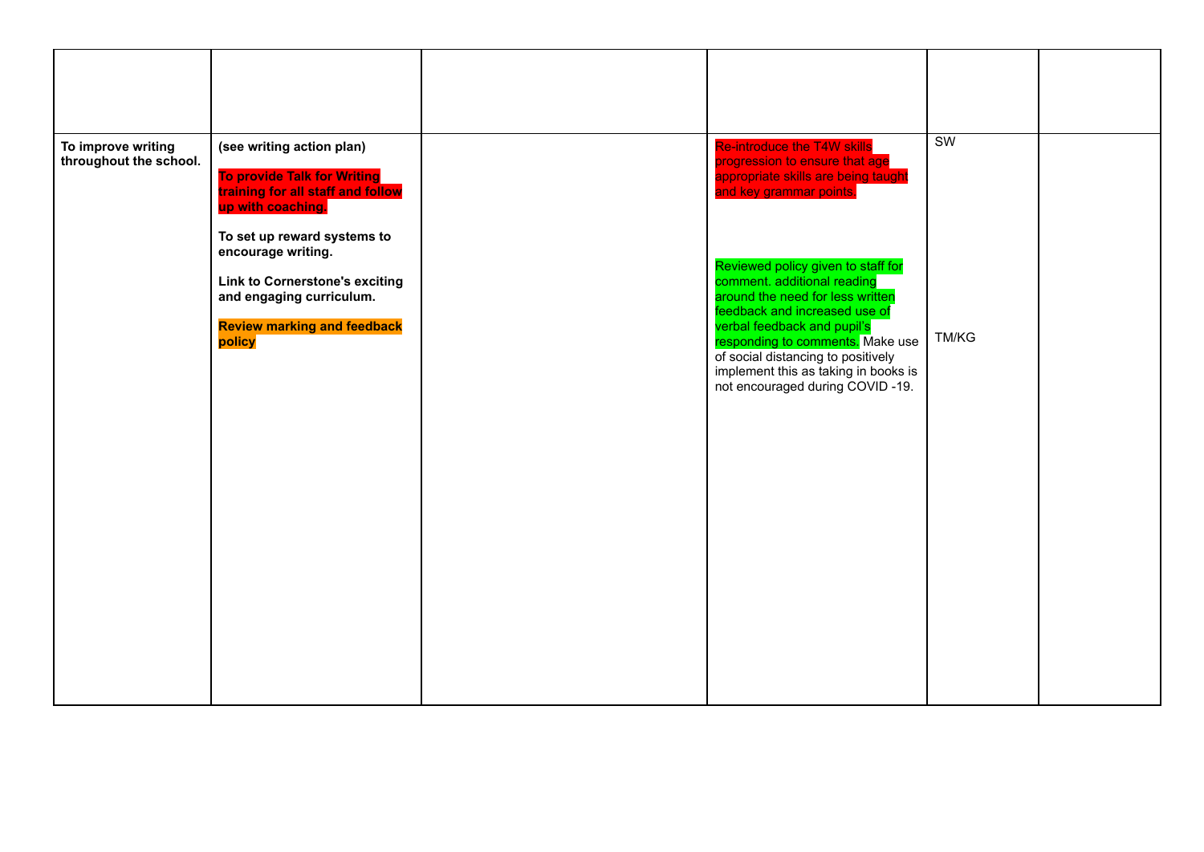| | | | | | |
|---|---|---|---|---|---|
| | | | | | |
| **To improve writing throughout the school.** | **(see writing action plan)**<br><br>**To provide Talk for Writing training for all staff and follow up with coaching.**<br><br>**To set up reward systems to encourage writing.**<br><br>**Link to Cornerstone's exciting and engaging curriculum.**<br><br>**Review marking and feedback policy** | | Re-introduce the T4W skills progression to ensure that age appropriate skills are being taught and key grammar points.<br><br>Reviewed policy given to staff for comment. additional reading around the need for less written feedback and increased use of verbal feedback and pupil's responding to comments. Make use of social distancing to positively implement this as taking in books is not encouraged during COVID -19. | SW<br><br>TM/KG | |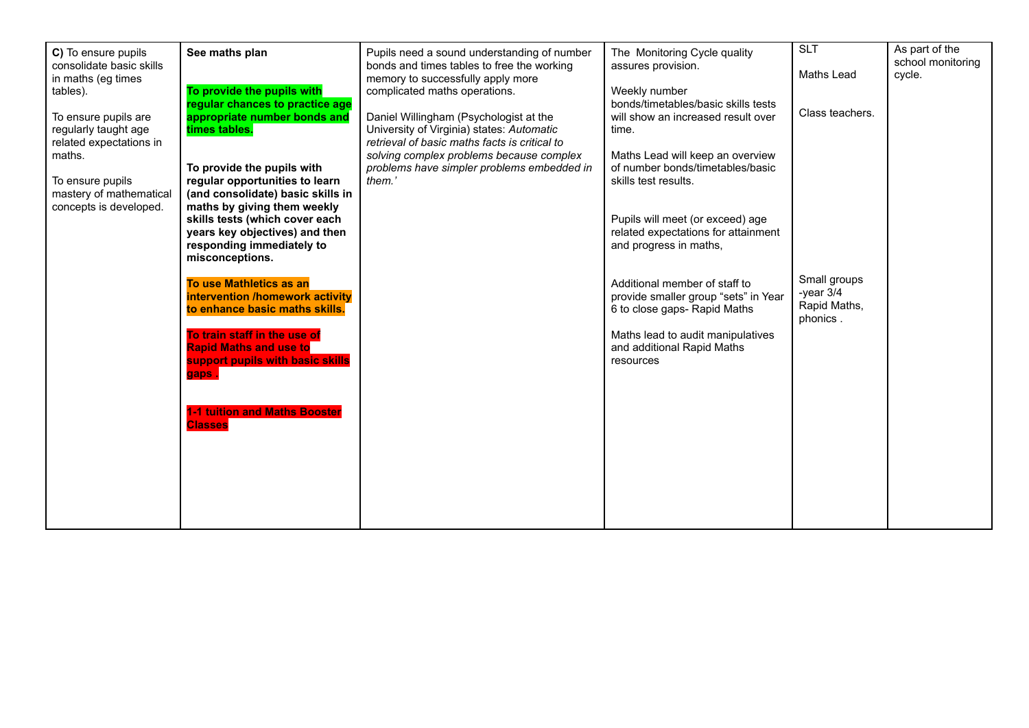| | | | | | |
|---|---|---|---|---|---|
| **C)** To ensure pupils consolidate basic skills in maths (eg times tables).<br><br>To ensure pupils are regularly taught age related expectations in maths.<br><br>To ensure pupils mastery of mathematical concepts is developed. | **See maths plan**<br><br>**To provide the pupils with regular chances to practice age appropriate number bonds and times tables.**<br><br>**To provide the pupils with regular opportunities to learn (and consolidate) basic skills in maths by giving them weekly skills tests (which cover each years key objectives) and then responding immediately to misconceptions.**<br><br>**To use Mathletics as an intervention /homework activity to enhance basic maths skills.**<br><br>**To train staff in the use of Rapid Maths and use to support pupils with basic skills gaps .**<br><br>**1-1 tuition and Maths Booster Classes** | Pupils need a sound understanding of number bonds and times tables to free the working memory to successfully apply more complicated maths operations.<br><br>Daniel Willingham (Psychologist at the University of Virginia) states: *Automatic retrieval of basic maths facts is critical to solving complex problems because complex problems have simpler problems embedded in them.'* | The Monitoring Cycle quality assures provision.<br><br>Weekly number bonds/timetables/basic skills tests will show an increased result over time.<br><br>Maths Lead will keep an overview of number bonds/timetables/basic skills test results.<br><br>Pupils will meet (or exceed) age related expectations for attainment and progress in maths,<br><br>Additional member of staff to provide smaller group "sets" in Year 6 to close gaps- Rapid Maths<br><br>Maths lead to audit manipulatives and additional Rapid Maths resources | SLT<br><br>Maths Lead<br><br>Class teachers.<br><br>Small groups -year 3/4 Rapid Maths, phonics . | As part of the school monitoring cycle. |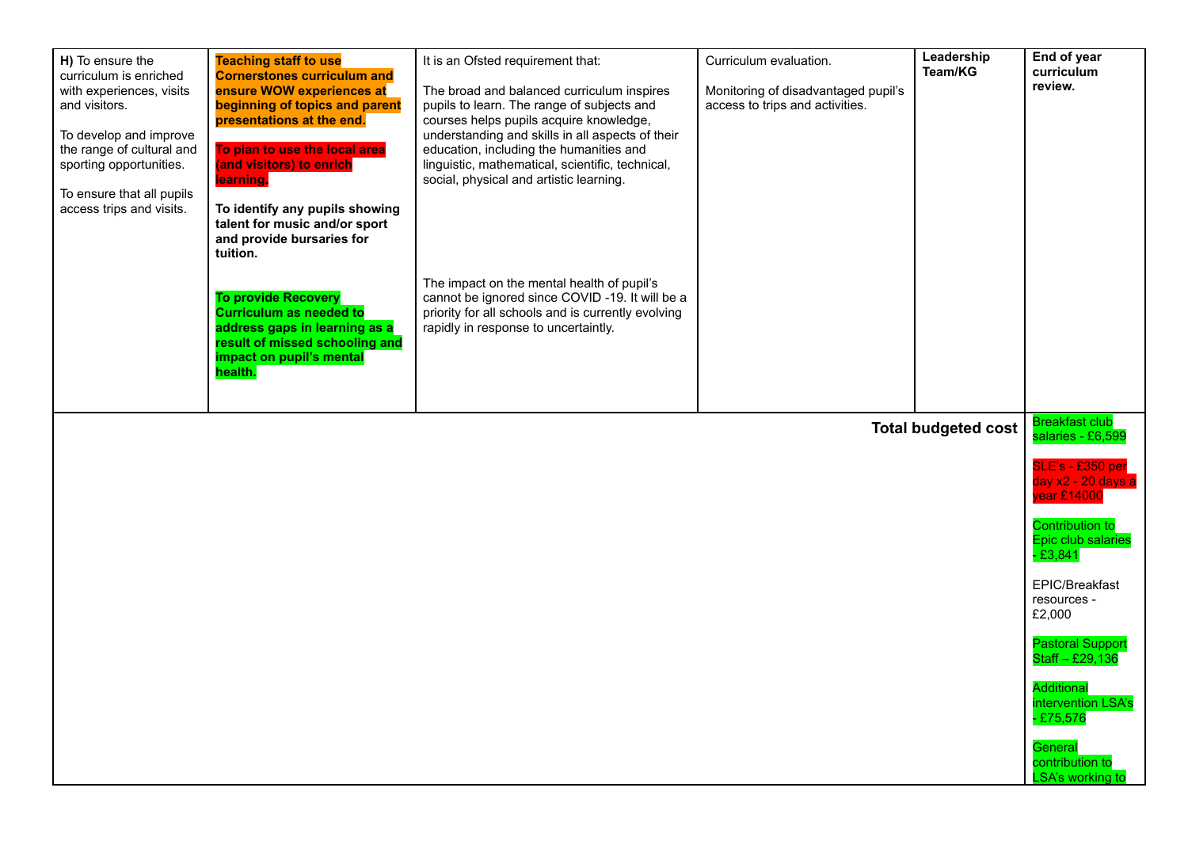| **H)** To ensure the curriculum is enriched with experiences, visits and visitors.<br><br>To develop and improve the range of cultural and sporting opportunities.<br><br>To ensure that all pupils access trips and visits. | **Teaching staff to use Cornerstones curriculum and ensure WOW experiences at beginning of topics and parent presentations at the end.**<br><br>**To plan to use the local area (and visitors) to enrich learning.**<br><br>**To identify any pupils showing talent for music and/or sport and provide bursaries for tuition.**<br><br>**To provide Recovery Curriculum as needed to address gaps in learning as a result of missed schooling and impact on pupil's mental health.** | It is an Ofsted requirement that:<br><br>The broad and balanced curriculum inspires pupils to learn. The range of subjects and courses helps pupils acquire knowledge, understanding and skills in all aspects of their education, including the humanities and linguistic, mathematical, scientific, technical, social, physical and artistic learning.<br><br>The impact on the mental health of pupil's cannot be ignored since COVID -19. It will be a priority for all schools and is currently evolving rapidly in response to uncertaintly. | Curriculum evaluation.<br><br>Monitoring of disadvantaged pupil's access to trips and activities. | **Leadership Team/KG** | **End of year curriculum review.** |
|---|---|---|---|---|---|
| | | | | **Total budgeted cost** | Breakfast club salaries - £6,599<br><br>SLE's - £350 per day x2 - 20 days a year £14000<br><br>Contribution to Epic club salaries - £3,841<br><br>EPIC/Breakfast resources - £2,000<br><br>Pastoral Support Staff – £29,136<br><br>Additional intervention LSA's - £75,576<br><br>General contribution to LSA's working to |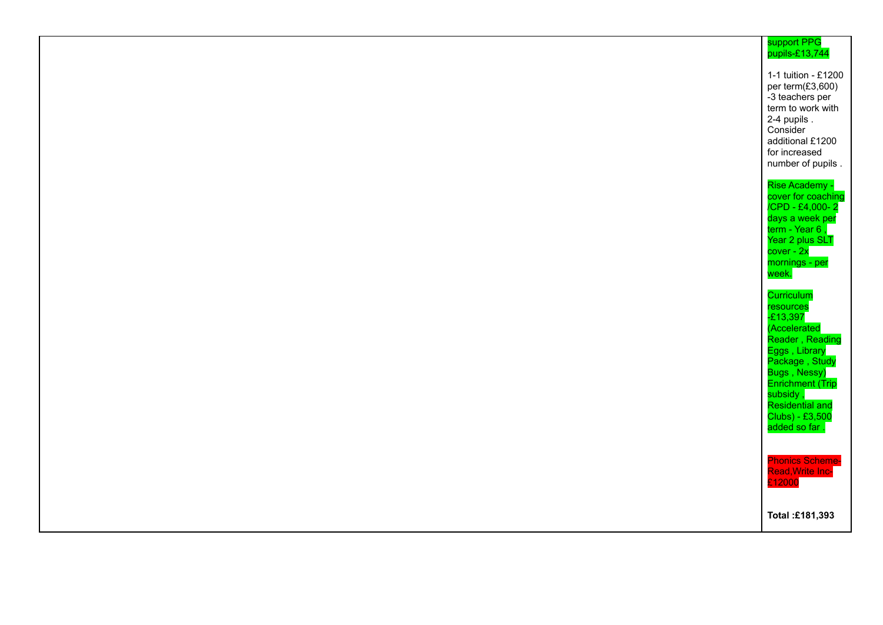| | |
|---|---|
| | support PPG pupils-£13,744<br><br>1-1 tuition - £1200 per term(£3,600) -3 teachers per term to work with 2-4 pupils . Consider additional £1200 for increased number of pupils .<br><br>Rise Academy - cover for coaching /CPD - £4,000- 2 days a week per term - Year 6 , Year 2 plus SLT cover - 2x mornings - per week.<br><br>Curriculum resources -£13,397 (Accelerated Reader , Reading Eggs , Library Package , Study Bugs , Nessy) Enrichment (Trip subsidy , Residential and Clubs) - £3,500 added so far .<br><br>Phonics Scheme- Read,Write Inc- £12000<br><br>**Total :£181,393** |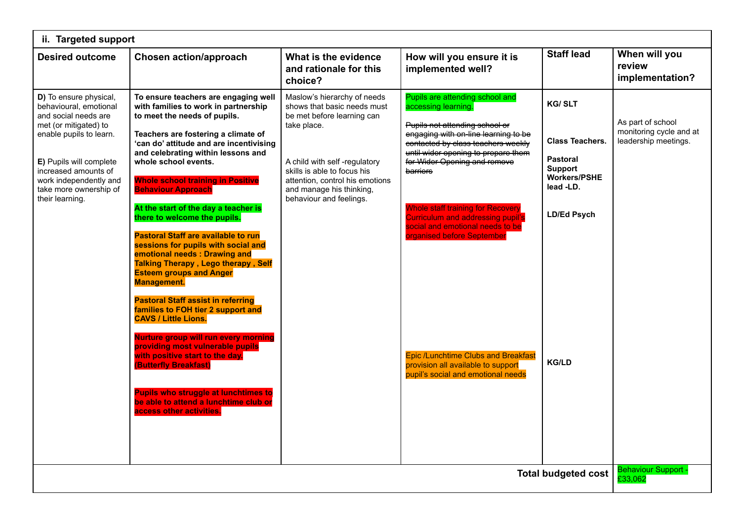| ii. Targeted support | | | | | |
|---|---|---|---|---|---|
| **Desired outcome** | **Chosen action/approach** | **What is the evidence and rationale for this choice?** | **How will you ensure it is implemented well?** | **Staff lead** | **When will you review implementation?** |
| **D)** To ensure physical, behavioural, emotional and social needs are met (or mitigated) to enable pupils to learn.<br><br>**E)** Pupils will complete increased amounts of work independently and take more ownership of their learning. | **To ensure teachers are engaging well with families to work in partnership to meet the needs of pupils.**<br><br>**Teachers are fostering a climate of 'can do' attitude and are incentivising and celebrating within lessons and whole school events.**<br><br>**Whole school training in Positive Behaviour Approach**<br><br>**At the start of the day a teacher is there to welcome the pupils.**<br><br>**Pastoral Staff are available to run sessions for pupils with social and emotional needs : Drawing and Talking Therapy , Lego therapy , Self Esteem groups and Anger Management.**<br><br>**Pastoral Staff assist in referring families to FOH tier 2 support and CAVS / Little Lions.**<br><br>**Nurture group will run every morning providing most vulnerable pupils with positive start to the day. (Butterfly Breakfast)**<br><br>**Pupils who struggle at lunchtimes to be able to attend a lunchtime club or access other activities.** | Maslow's hierarchy of needs shows that basic needs must be met before learning can take place.<br><br>A child with self -regulatory skills is able to focus his attention, control his emotions and manage his thinking, behaviour and feelings. | Pupils are attending school and accessing learning.<br><br>~~Pupils not attending school or engaging with on-line learning to be contacted by class teachers weekly until wider opening to prepare them for Wider Opening and remove barriers~~<br><br>Whole staff training for Recovery Curriculum and addressing pupil's social and emotional needs to be organised before September<br><br>Epic /Lunchtime Clubs and Breakfast provision all available to support pupil's social and emotional needs | **KG/ SLT**<br><br>**Class Teachers.**<br><br>**Pastoral Support Workers/PSHE lead -LD.**<br><br>**LD/Ed Psych**<br><br>**KG/LD** | As part of school monitoring cycle and at leadership meetings. |
| | | | | **Total budgeted cost** | Behaviour Support - £33,062 |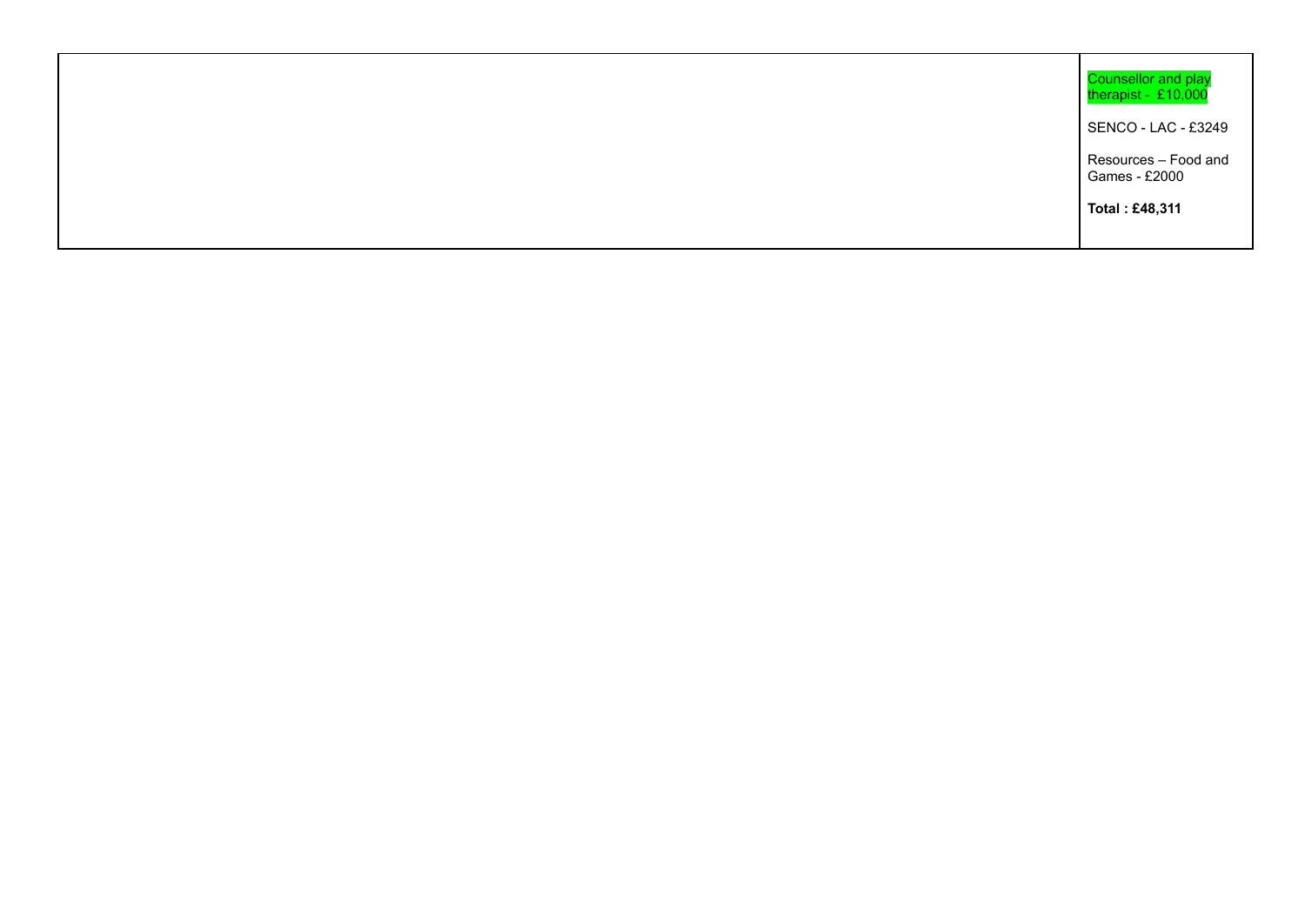| | |
|---|---|
| | Counsellor and play therapist - £10,000<br><br>SENCO - LAC - £3249<br><br>Resources – Food and Games - £2000<br><br>**Total : £48,311** |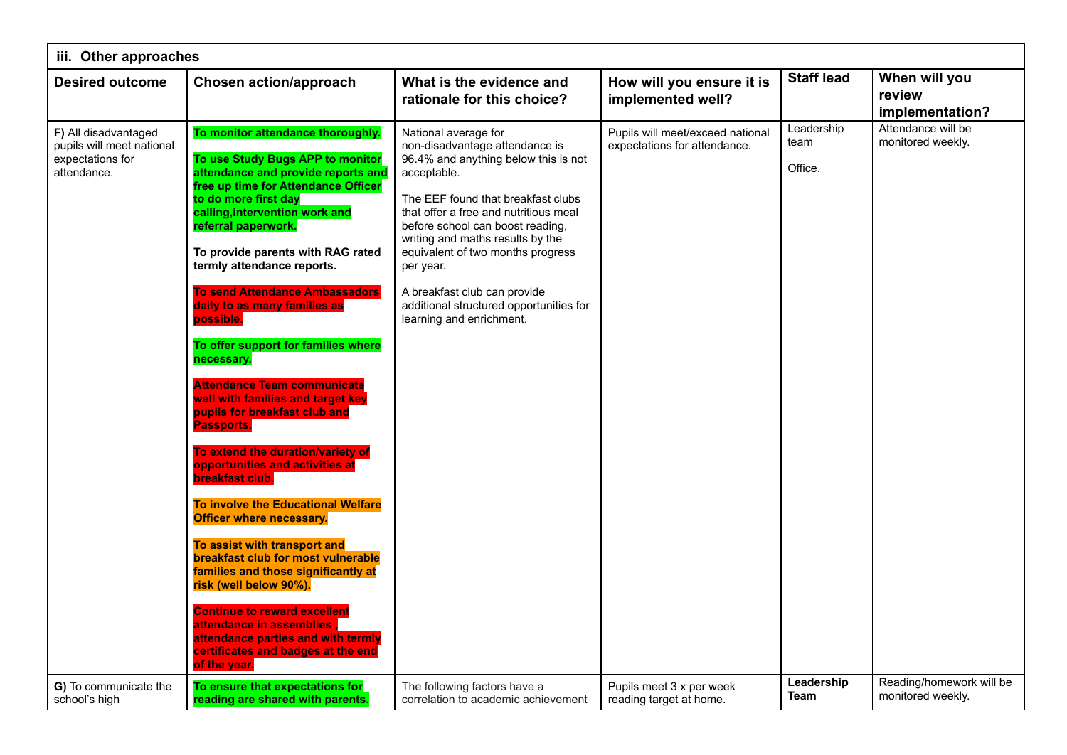| **iii. Other approaches** | | | | | |
|---|---|---|---|---|---|
| **Desired outcome** | **Chosen action/approach** | **What is the evidence and rationale for this choice?** | **How will you ensure it is implemented well?** | **Staff lead** | **When will you review implementation?** |
| **F)** All disadvantaged pupils will meet national expectations for attendance. | **To monitor attendance thoroughly.**<br><br>**To use Study Bugs APP to monitor attendance and provide reports and free up time for Attendance Officer to do more first day calling,intervention work and referral paperwork.**<br><br>**To provide parents with RAG rated termly attendance reports.**<br><br>**To send Attendance Ambassadors daily to as many families as possible.**<br><br>**To offer support for families where necessary.**<br><br>**Attendance Team communicate well with families and target key pupils for breakfast club and Passports.**<br><br>**To extend the duration/variety of opportunities and activities at breakfast club.**<br><br>**To involve the Educational Welfare Officer where necessary.**<br><br>**To assist with transport and breakfast club for most vulnerable families and those significantly at risk (well below 90%).**<br><br>**Continue to reward excellent attendance in assemblies , attendance parties and with termly certificates and badges at the end of the year.** | National average for non-disadvantage attendance is 96.4% and anything below this is not acceptable.<br><br>The EEF found that breakfast clubs that offer a free and nutritious meal before school can boost reading, writing and maths results by the equivalent of two months progress per year.<br><br>A breakfast club can provide additional structured opportunities for learning and enrichment. | Pupils will meet/exceed national expectations for attendance. | Leadership team<br><br>Office. | Attendance will be monitored weekly. |
| **G)** To communicate the school's high | **To ensure that expectations for reading are shared with parents.** | The following factors have a correlation to academic achievement | Pupils meet 3 x per week reading target at home. | **Leadership Team** | Reading/homework will be monitored weekly. |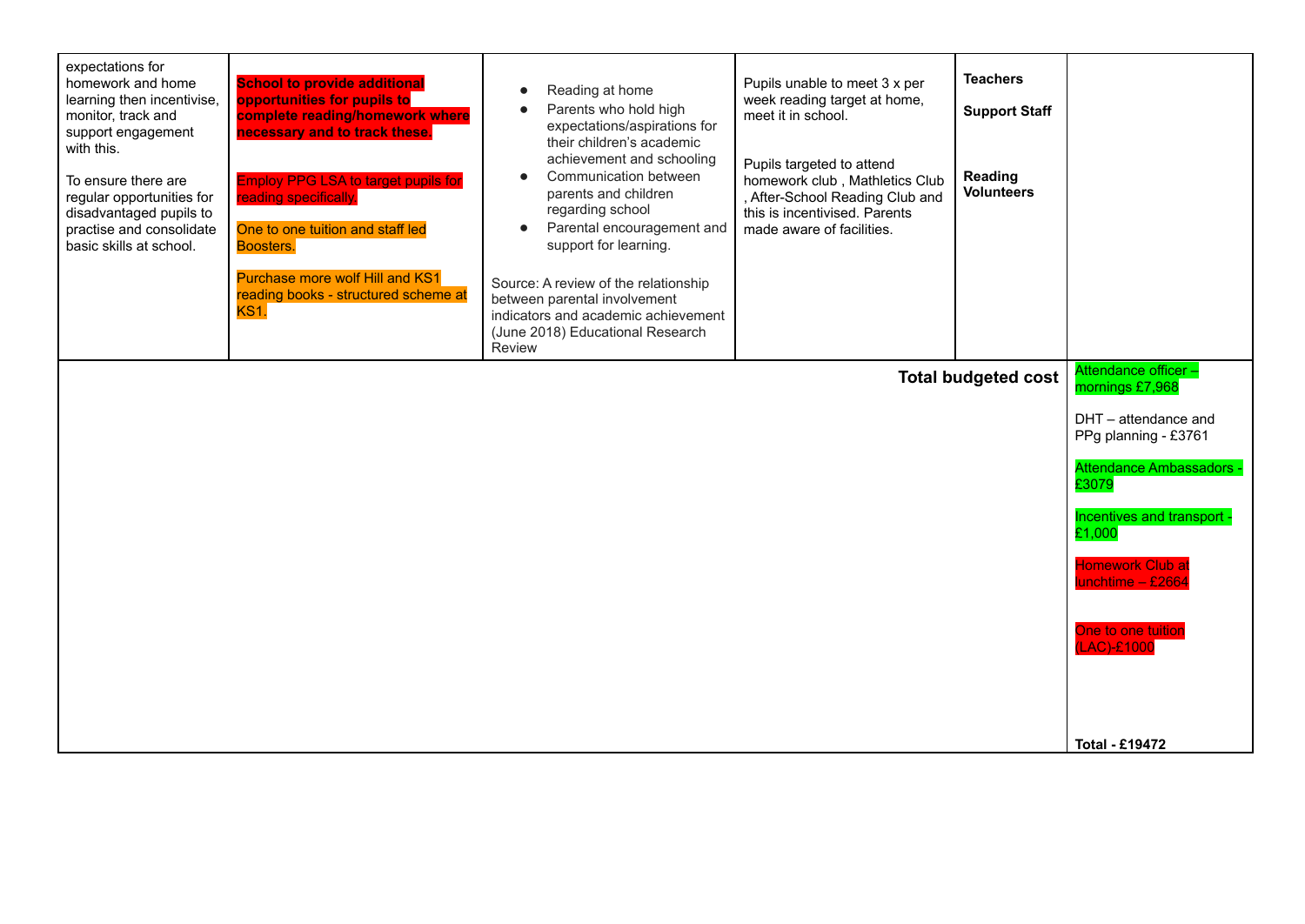| | | | | | |
|---|---|---|---|---|---|
| expectations for homework and home learning then incentivise, monitor, track and support engagement with this.<br><br>To ensure there are regular opportunities for disadvantaged pupils to practise and consolidate basic skills at school. | **School to provide additional opportunities for pupils to complete reading/homework where necessary and to track these.**<br><br>Employ PPG LSA to target pupils for reading specifically.<br><br>One to one tuition and staff led Boosters.<br><br>Purchase more wolf Hill and KS1 reading books - structured scheme at KS1. | • Reading at home<br>• Parents who hold high expectations/aspirations for their children's academic achievement and schooling<br>• Communication between parents and children regarding school<br>• Parental encouragement and support for learning.<br><br>Source: A review of the relationship between parental involvement indicators and academic achievement (June 2018) Educational Research Review | Pupils unable to meet 3 x per week reading target at home, meet it in school.<br><br>Pupils targeted to attend homework club , Mathletics Club , After-School Reading Club and this is incentivised. Parents made aware of facilities. | **Teachers**<br><br>**Support Staff**<br><br>**Reading Volunteers** | |
| | | | | **Total budgeted cost** | Attendance officer – mornings £7,968<br><br>DHT – attendance and PPg planning - £3761<br><br>Attendance Ambassadors - £3079<br><br>Incentives and transport - £1,000<br><br>Homework Club at lunchtime – £2664<br><br>One to one tuition (LAC)-£1000<br><br>**Total - £19472** |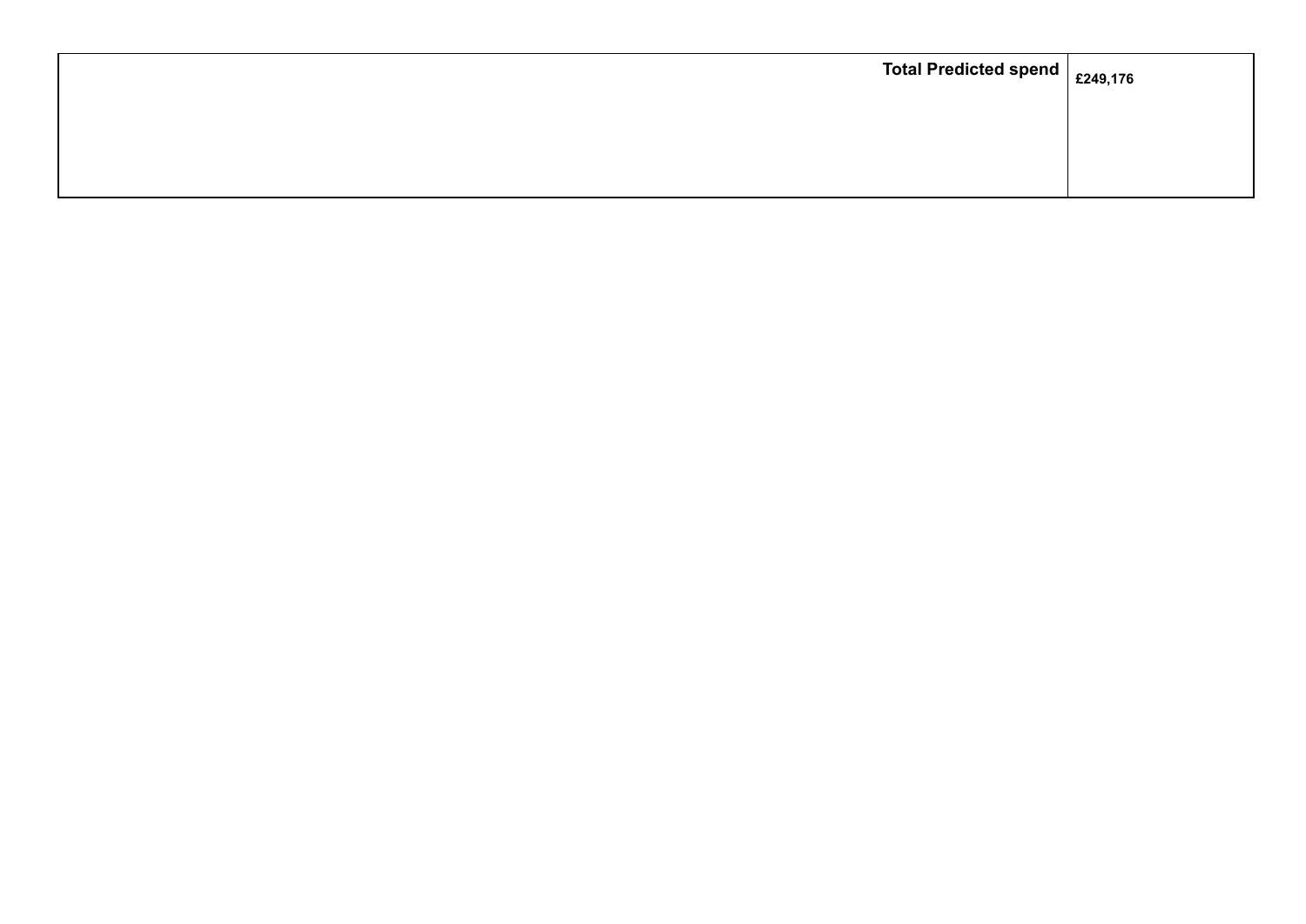| | |
|---|---|
| **Total Predicted spend** | **£249,176** |